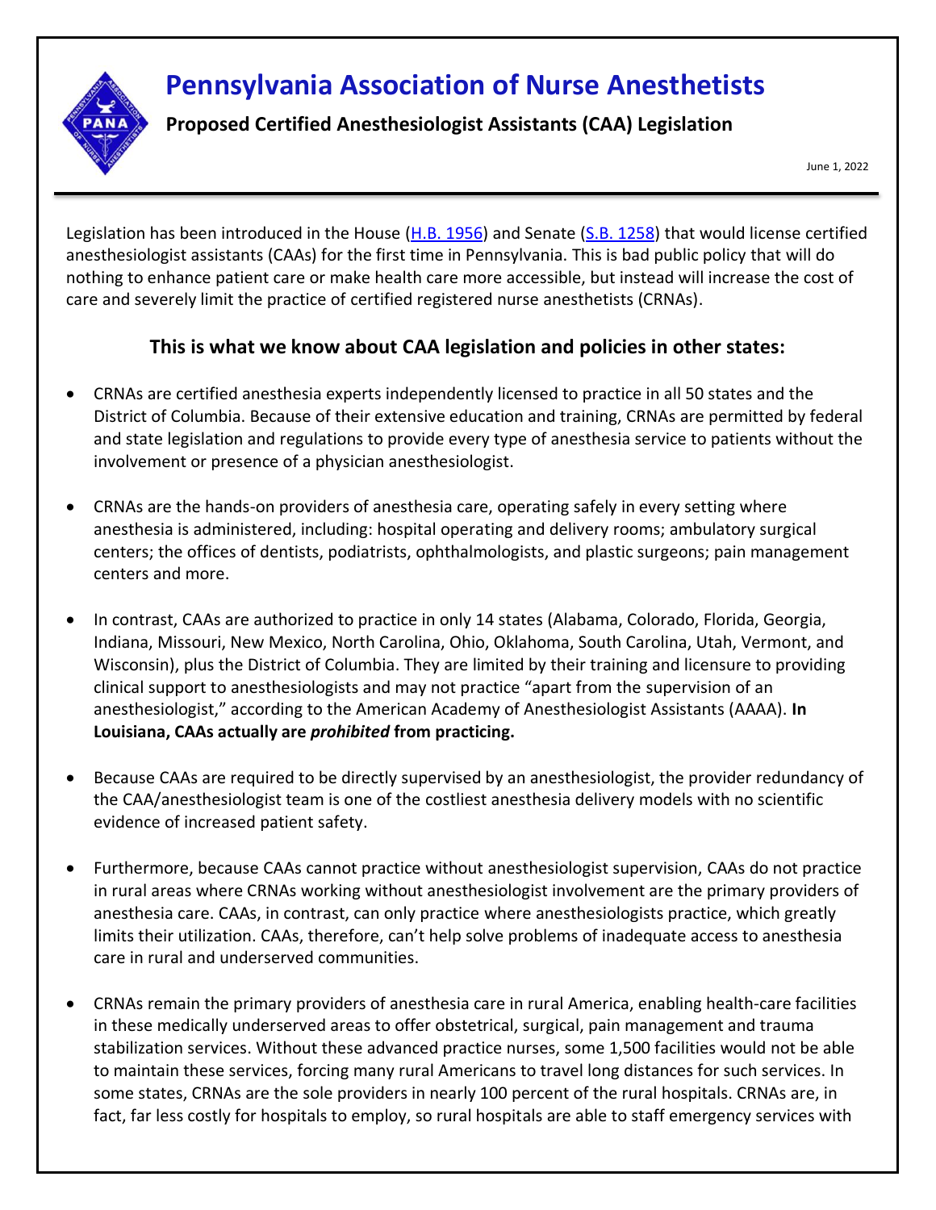# Pennsylvania Association of Nurse Anesthetists

**Proposed Certified Anesthesiologist Assistants (CAA) Legislation**

June 1, 2022

Legislation has been introduced in the House ([H.B. 1956]) and Senate ([S.B. 1258]) that would license certified anesthesiologist assistants (CAAs) for the first time in Pennsylvania. This is bad public policy that will do nothing to enhance patient care or make health care more accessible, but instead will increase the cost of care and severely limit the practice of certified registered nurse anesthetists (CRNAs).

## This is what we know about CAA legislation and policies in other states:

- CRNAs are certified anesthesia experts independently licensed to practice in all 50 states and the District of Columbia. Because of their extensive education and training, CRNAs are permitted by federal and state legislation and regulations to provide every type of anesthesia service to patients without the involvement or presence of a physician anesthesiologist.

- CRNAs are the hands-on providers of anesthesia care, operating safely in every setting where anesthesia is administered, including: hospital operating and delivery rooms; ambulatory surgical centers; the offices of dentists, podiatrists, ophthalmologists, and plastic surgeons; pain management centers and more.

- In contrast, CAAs are authorized to practice in only 14 states (Alabama, Colorado, Florida, Georgia, Indiana, Missouri, New Mexico, North Carolina, Ohio, Oklahoma, South Carolina, Utah, Vermont, and Wisconsin), plus the District of Columbia. They are limited by their training and licensure to providing clinical support to anesthesiologists and may not practice "apart from the supervision of an anesthesiologist," according to the American Academy of Anesthesiologist Assistants (AAAA). **In Louisiana, CAAs actually are *prohibited* from practicing.**

- Because CAAs are required to be directly supervised by an anesthesiologist, the provider redundancy of the CAA/anesthesiologist team is one of the costliest anesthesia delivery models with no scientific evidence of increased patient safety.

- Furthermore, because CAAs cannot practice without anesthesiologist supervision, CAAs do not practice in rural areas where CRNAs working without anesthesiologist involvement are the primary providers of anesthesia care. CAAs, in contrast, can only practice where anesthesiologists practice, which greatly limits their utilization. CAAs, therefore, can't help solve problems of inadequate access to anesthesia care in rural and underserved communities.

- CRNAs remain the primary providers of anesthesia care in rural America, enabling health-care facilities in these medically underserved areas to offer obstetrical, surgical, pain management and trauma stabilization services. Without these advanced practice nurses, some 1,500 facilities would not be able to maintain these services, forcing many rural Americans to travel long distances for such services. In some states, CRNAs are the sole providers in nearly 100 percent of the rural hospitals. CRNAs are, in fact, far less costly for hospitals to employ, so rural hospitals are able to staff emergency services with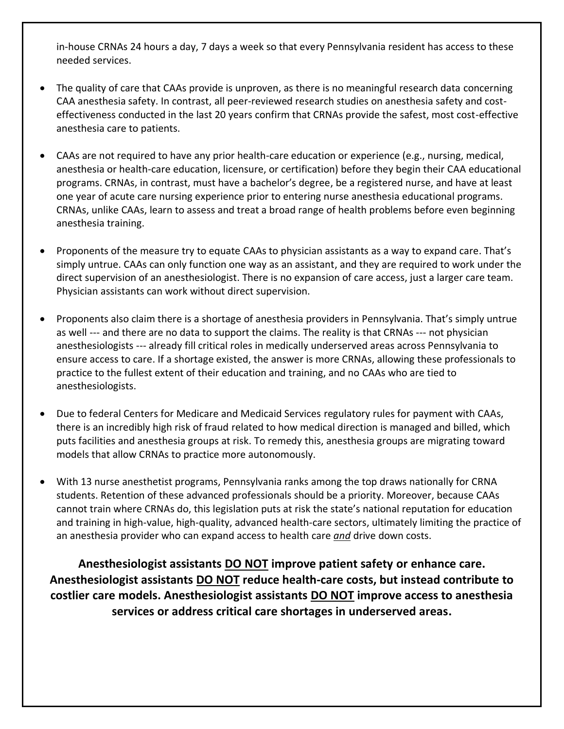in-house CRNAs 24 hours a day, 7 days a week so that every Pennsylvania resident has access to these needed services.

- The quality of care that CAAs provide is unproven, as there is no meaningful research data concerning CAA anesthesia safety. In contrast, all peer-reviewed research studies on anesthesia safety and cost-effectiveness conducted in the last 20 years confirm that CRNAs provide the safest, most cost-effective anesthesia care to patients.

- CAAs are not required to have any prior health-care education or experience (e.g., nursing, medical, anesthesia or health-care education, licensure, or certification) before they begin their CAA educational programs. CRNAs, in contrast, must have a bachelor's degree, be a registered nurse, and have at least one year of acute care nursing experience prior to entering nurse anesthesia educational programs. CRNAs, unlike CAAs, learn to assess and treat a broad range of health problems before even beginning anesthesia training.

- Proponents of the measure try to equate CAAs to physician assistants as a way to expand care. That's simply untrue. CAAs can only function one way as an assistant, and they are required to work under the direct supervision of an anesthesiologist. There is no expansion of care access, just a larger care team. Physician assistants can work without direct supervision.

- Proponents also claim there is a shortage of anesthesia providers in Pennsylvania. That's simply untrue as well --- and there are no data to support the claims. The reality is that CRNAs --- not physician anesthesiologists --- already fill critical roles in medically underserved areas across Pennsylvania to ensure access to care. If a shortage existed, the answer is more CRNAs, allowing these professionals to practice to the fullest extent of their education and training, and no CAAs who are tied to anesthesiologists.

- Due to federal Centers for Medicare and Medicaid Services regulatory rules for payment with CAAs, there is an incredibly high risk of fraud related to how medical direction is managed and billed, which puts facilities and anesthesia groups at risk. To remedy this, anesthesia groups are migrating toward models that allow CRNAs to practice more autonomously.

- With 13 nurse anesthetist programs, Pennsylvania ranks among the top draws nationally for CRNA students. Retention of these advanced professionals should be a priority. Moreover, because CAAs cannot train where CRNAs do, this legislation puts at risk the state's national reputation for education and training in high-value, high-quality, advanced health-care sectors, ultimately limiting the practice of an anesthesia provider who can expand access to health care ***and*** drive down costs.

**Anesthesiologist assistants <u>DO NOT</u> improve patient safety or enhance care. Anesthesiologist assistants <u>DO NOT</u> reduce health-care costs, but instead contribute to costlier care models. Anesthesiologist assistants <u>DO NOT</u> improve access to anesthesia services or address critical care shortages in underserved areas.**